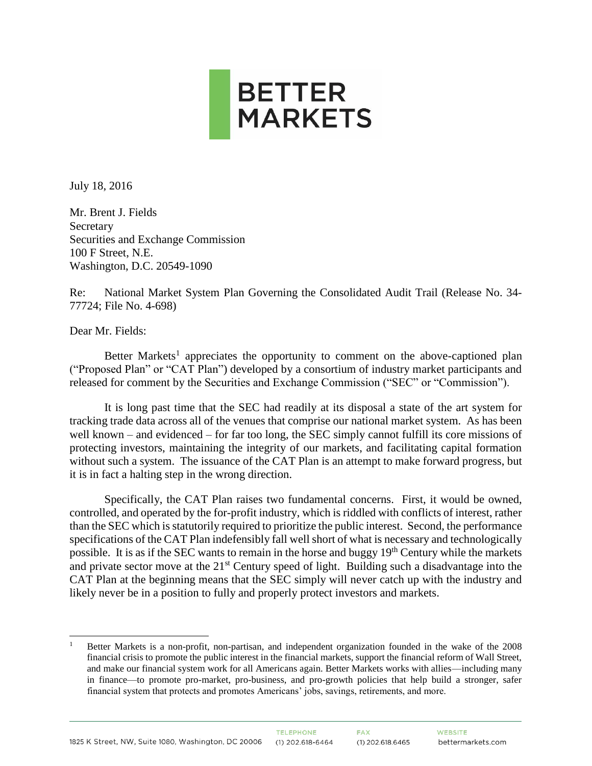BETTER MARKETS

July 18, 2016

Mr. Brent J. Fields
Secretary
Securities and Exchange Commission
100 F Street, N.E.
Washington, D.C. 20549-1090

Re: National Market System Plan Governing the Consolidated Audit Trail (Release No. 34-77724; File No. 4-698)

Dear Mr. Fields:

Better Markets[1] appreciates the opportunity to comment on the above-captioned plan ("Proposed Plan" or "CAT Plan") developed by a consortium of industry market participants and released for comment by the Securities and Exchange Commission ("SEC" or "Commission").

It is long past time that the SEC had readily at its disposal a state of the art system for tracking trade data across all of the venues that comprise our national market system. As has been well known – and evidenced – for far too long, the SEC simply cannot fulfill its core missions of protecting investors, maintaining the integrity of our markets, and facilitating capital formation without such a system. The issuance of the CAT Plan is an attempt to make forward progress, but it is in fact a halting step in the wrong direction.

Specifically, the CAT Plan raises two fundamental concerns. First, it would be owned, controlled, and operated by the for-profit industry, which is riddled with conflicts of interest, rather than the SEC which is statutorily required to prioritize the public interest. Second, the performance specifications of the CAT Plan indefensibly fall well short of what is necessary and technologically possible. It is as if the SEC wants to remain in the horse and buggy 19th Century while the markets and private sector move at the 21st Century speed of light. Building such a disadvantage into the CAT Plan at the beginning means that the SEC simply will never catch up with the industry and likely never be in a position to fully and properly protect investors and markets.

[1] Better Markets is a non-profit, non-partisan, and independent organization founded in the wake of the 2008 financial crisis to promote the public interest in the financial markets, support the financial reform of Wall Street, and make our financial system work for all Americans again. Better Markets works with allies—including many in finance—to promote pro-market, pro-business, and pro-growth policies that help build a stronger, safer financial system that protects and promotes Americans' jobs, savings, retirements, and more.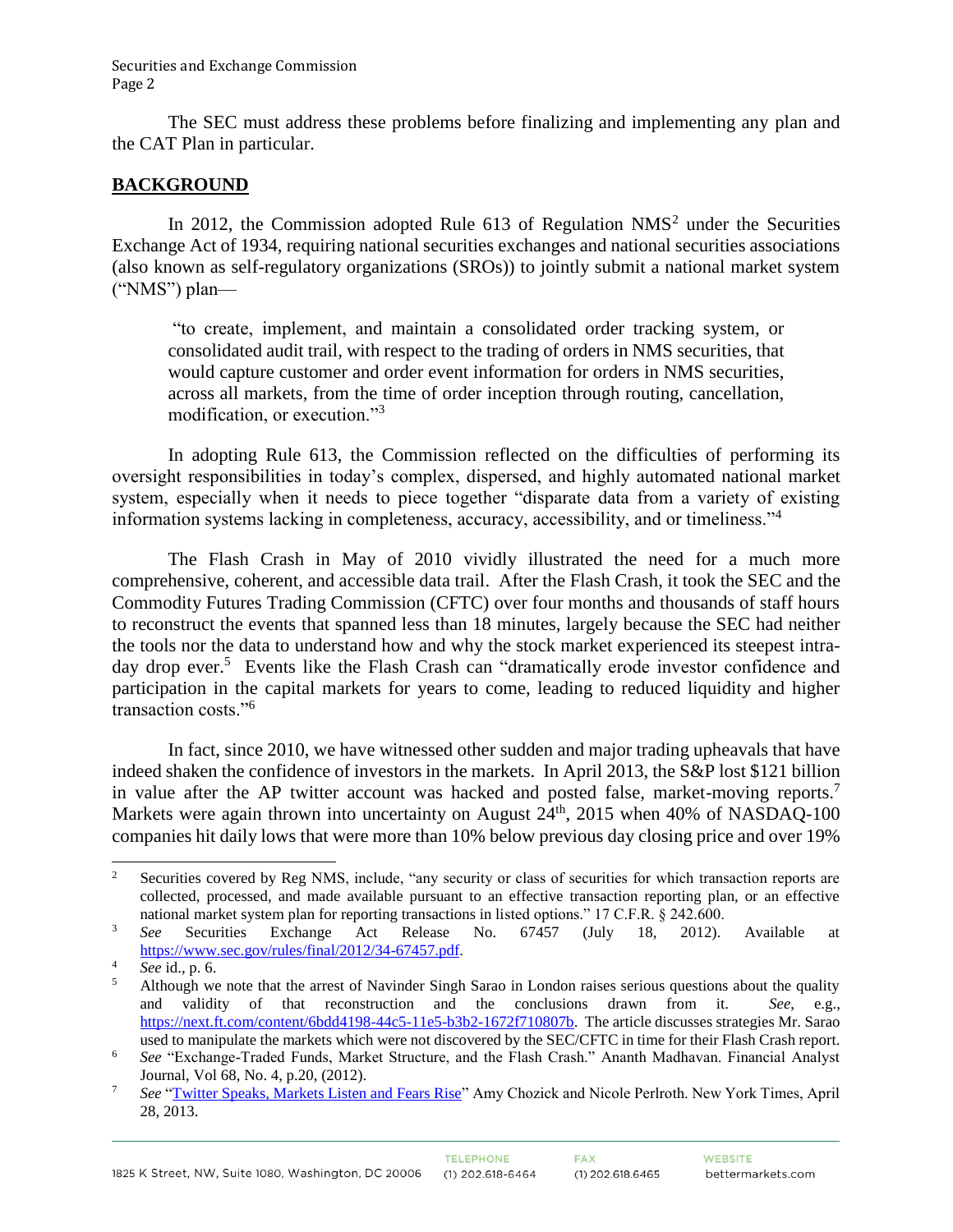The SEC must address these problems before finalizing and implementing any plan and the CAT Plan in particular.

## BACKGROUND

In 2012, the Commission adopted Rule 613 of Regulation NMS[2] under the Securities Exchange Act of 1934, requiring national securities exchanges and national securities associations (also known as self-regulatory organizations (SROs)) to jointly submit a national market system ("NMS") plan—

> "to create, implement, and maintain a consolidated order tracking system, or consolidated audit trail, with respect to the trading of orders in NMS securities, that would capture customer and order event information for orders in NMS securities, across all markets, from the time of order inception through routing, cancellation, modification, or execution."[3]

In adopting Rule 613, the Commission reflected on the difficulties of performing its oversight responsibilities in today's complex, dispersed, and highly automated national market system, especially when it needs to piece together "disparate data from a variety of existing information systems lacking in completeness, accuracy, accessibility, and or timeliness."[4]

The Flash Crash in May of 2010 vividly illustrated the need for a much more comprehensive, coherent, and accessible data trail. After the Flash Crash, it took the SEC and the Commodity Futures Trading Commission (CFTC) over four months and thousands of staff hours to reconstruct the events that spanned less than 18 minutes, largely because the SEC had neither the tools nor the data to understand how and why the stock market experienced its steepest intra-day drop ever.[5] Events like the Flash Crash can "dramatically erode investor confidence and participation in the capital markets for years to come, leading to reduced liquidity and higher transaction costs."[6]

In fact, since 2010, we have witnessed other sudden and major trading upheavals that have indeed shaken the confidence of investors in the markets. In April 2013, the S&P lost $121 billion in value after the AP twitter account was hacked and posted false, market-moving reports.[7] Markets were again thrown into uncertainty on August 24th, 2015 when 40% of NASDAQ-100 companies hit daily lows that were more than 10% below previous day closing price and over 19%

---

[2] Securities covered by Reg NMS, include, "any security or class of securities for which transaction reports are collected, processed, and made available pursuant to an effective transaction reporting plan, or an effective national market system plan for reporting transactions in listed options." 17 C.F.R. § 242.600.

[3] *See* Securities Exchange Act Release No. 67457 (July 18, 2012). Available at https://www.sec.gov/rules/final/2012/34-67457.pdf.

[4] *See* id., p. 6.

[5] Although we note that the arrest of Navinder Singh Sarao in London raises serious questions about the quality and validity of that reconstruction and the conclusions drawn from it. *See*, e.g., https://next.ft.com/content/6bdd4198-44c5-11e5-b3b2-1672f710807b. The article discusses strategies Mr. Sarao used to manipulate the markets which were not discovered by the SEC/CFTC in time for their Flash Crash report.

[6] *See* "Exchange-Traded Funds, Market Structure, and the Flash Crash." Ananth Madhavan. Financial Analyst Journal, Vol 68, No. 4, p.20, (2012).

[7] *See* "Twitter Speaks, Markets Listen and Fears Rise" Amy Chozick and Nicole Perlroth. New York Times, April 28, 2013.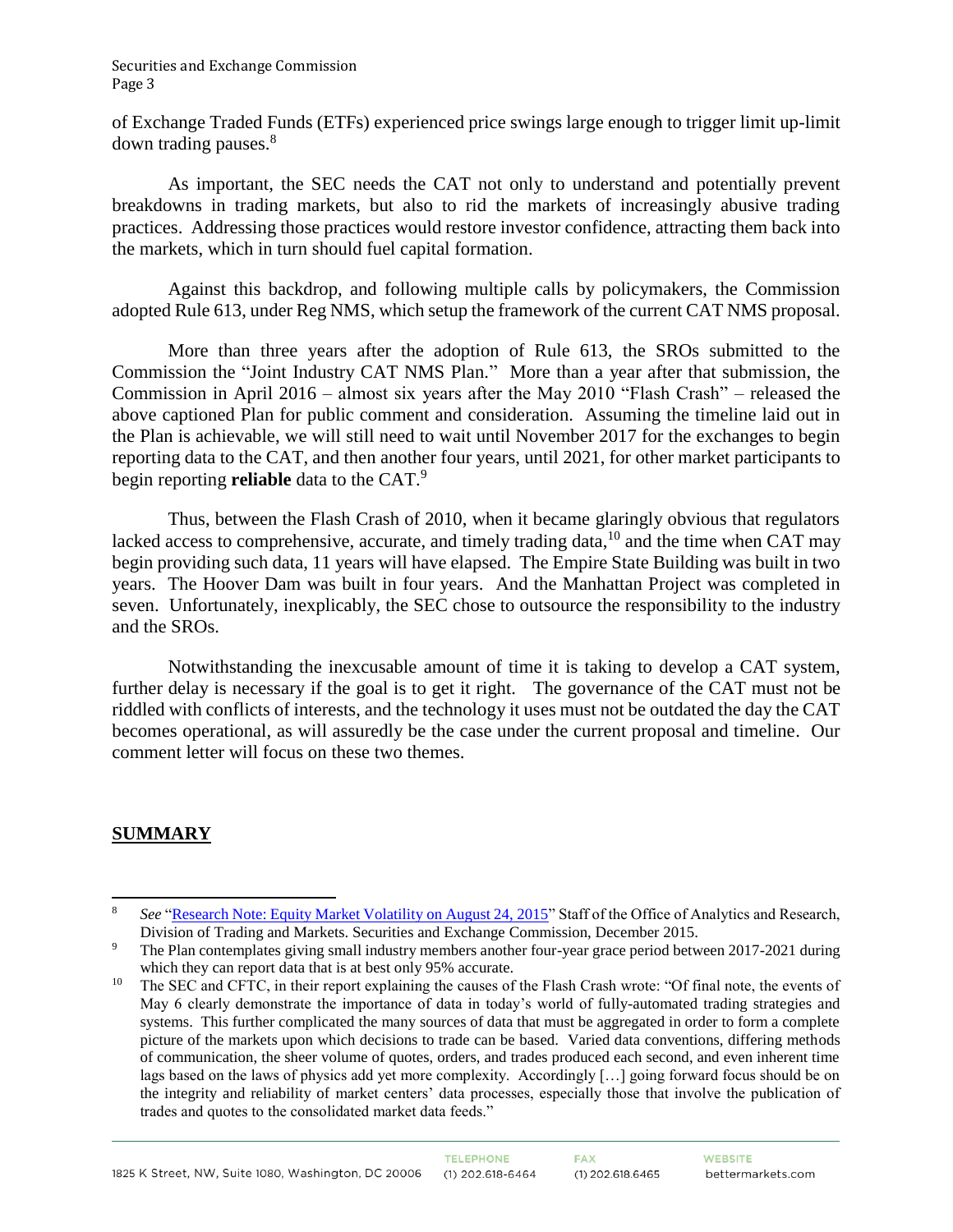of Exchange Traded Funds (ETFs) experienced price swings large enough to trigger limit up-limit down trading pauses.[8]

As important, the SEC needs the CAT not only to understand and potentially prevent breakdowns in trading markets, but also to rid the markets of increasingly abusive trading practices. Addressing those practices would restore investor confidence, attracting them back into the markets, which in turn should fuel capital formation.

Against this backdrop, and following multiple calls by policymakers, the Commission adopted Rule 613, under Reg NMS, which setup the framework of the current CAT NMS proposal.

More than three years after the adoption of Rule 613, the SROs submitted to the Commission the "Joint Industry CAT NMS Plan." More than a year after that submission, the Commission in April 2016 – almost six years after the May 2010 "Flash Crash" – released the above captioned Plan for public comment and consideration. Assuming the timeline laid out in the Plan is achievable, we will still need to wait until November 2017 for the exchanges to begin reporting data to the CAT, and then another four years, until 2021, for other market participants to begin reporting **reliable** data to the CAT.[9]

Thus, between the Flash Crash of 2010, when it became glaringly obvious that regulators lacked access to comprehensive, accurate, and timely trading data,[10] and the time when CAT may begin providing such data, 11 years will have elapsed. The Empire State Building was built in two years. The Hoover Dam was built in four years. And the Manhattan Project was completed in seven. Unfortunately, inexplicably, the SEC chose to outsource the responsibility to the industry and the SROs.

Notwithstanding the inexcusable amount of time it is taking to develop a CAT system, further delay is necessary if the goal is to get it right. The governance of the CAT must not be riddled with conflicts of interests, and the technology it uses must not be outdated the day the CAT becomes operational, as will assuredly be the case under the current proposal and timeline. Our comment letter will focus on these two themes.

## SUMMARY

---

[8] *See* "[Research Note: Equity Market Volatility on August 24, 2015]" Staff of the Office of Analytics and Research, Division of Trading and Markets. Securities and Exchange Commission, December 2015.

[9] The Plan contemplates giving small industry members another four-year grace period between 2017-2021 during which they can report data that is at best only 95% accurate.

[10] The SEC and CFTC, in their report explaining the causes of the Flash Crash wrote: "Of final note, the events of May 6 clearly demonstrate the importance of data in today's world of fully-automated trading strategies and systems. This further complicated the many sources of data that must be aggregated in order to form a complete picture of the markets upon which decisions to trade can be based. Varied data conventions, differing methods of communication, the sheer volume of quotes, orders, and trades produced each second, and even inherent time lags based on the laws of physics add yet more complexity. Accordingly […] going forward focus should be on the integrity and reliability of market centers' data processes, especially those that involve the publication of trades and quotes to the consolidated market data feeds."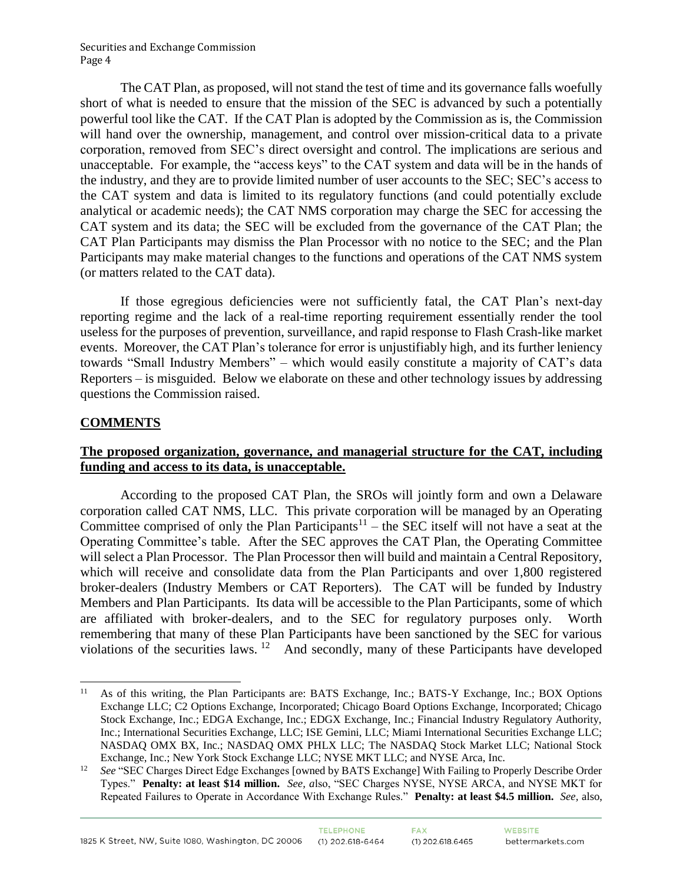The CAT Plan, as proposed, will not stand the test of time and its governance falls woefully short of what is needed to ensure that the mission of the SEC is advanced by such a potentially powerful tool like the CAT. If the CAT Plan is adopted by the Commission as is, the Commission will hand over the ownership, management, and control over mission-critical data to a private corporation, removed from SEC's direct oversight and control. The implications are serious and unacceptable. For example, the "access keys" to the CAT system and data will be in the hands of the industry, and they are to provide limited number of user accounts to the SEC; SEC's access to the CAT system and data is limited to its regulatory functions (and could potentially exclude analytical or academic needs); the CAT NMS corporation may charge the SEC for accessing the CAT system and its data; the SEC will be excluded from the governance of the CAT Plan; the CAT Plan Participants may dismiss the Plan Processor with no notice to the SEC; and the Plan Participants may make material changes to the functions and operations of the CAT NMS system (or matters related to the CAT data).

If those egregious deficiencies were not sufficiently fatal, the CAT Plan's next-day reporting regime and the lack of a real-time reporting requirement essentially render the tool useless for the purposes of prevention, surveillance, and rapid response to Flash Crash-like market events. Moreover, the CAT Plan's tolerance for error is unjustifiably high, and its further leniency towards "Small Industry Members" – which would easily constitute a majority of CAT's data Reporters – is misguided. Below we elaborate on these and other technology issues by addressing questions the Commission raised.

## <u>COMMENTS</u>

### <u>The proposed organization, governance, and managerial structure for the CAT, including funding and access to its data, is unacceptable.</u>

According to the proposed CAT Plan, the SROs will jointly form and own a Delaware corporation called CAT NMS, LLC. This private corporation will be managed by an Operating Committee comprised of only the Plan Participants[11] – the SEC itself will not have a seat at the Operating Committee's table. After the SEC approves the CAT Plan, the Operating Committee will select a Plan Processor. The Plan Processor then will build and maintain a Central Repository, which will receive and consolidate data from the Plan Participants and over 1,800 registered broker-dealers (Industry Members or CAT Reporters). The CAT will be funded by Industry Members and Plan Participants. Its data will be accessible to the Plan Participants, some of which are affiliated with broker-dealers, and to the SEC for regulatory purposes only. Worth remembering that many of these Plan Participants have been sanctioned by the SEC for various violations of the securities laws.[12] And secondly, many of these Participants have developed

---

[11] As of this writing, the Plan Participants are: BATS Exchange, Inc.; BATS-Y Exchange, Inc.; BOX Options Exchange LLC; C2 Options Exchange, Incorporated; Chicago Board Options Exchange, Incorporated; Chicago Stock Exchange, Inc.; EDGA Exchange, Inc.; EDGX Exchange, Inc.; Financial Industry Regulatory Authority, Inc.; International Securities Exchange, LLC; ISE Gemini, LLC; Miami International Securities Exchange LLC; NASDAQ OMX BX, Inc.; NASDAQ OMX PHLX LLC; The NASDAQ Stock Market LLC; National Stock Exchange, Inc.; New York Stock Exchange LLC; NYSE MKT LLC; and NYSE Arca, Inc.

[12] *See* "SEC Charges Direct Edge Exchanges [owned by BATS Exchange] With Failing to Properly Describe Order Types." **Penalty: at least $14 million.** *See, a*lso, "SEC Charges NYSE, NYSE ARCA, and NYSE MKT for Repeated Failures to Operate in Accordance With Exchange Rules." **Penalty: at least $4.5 million.** *See,* also,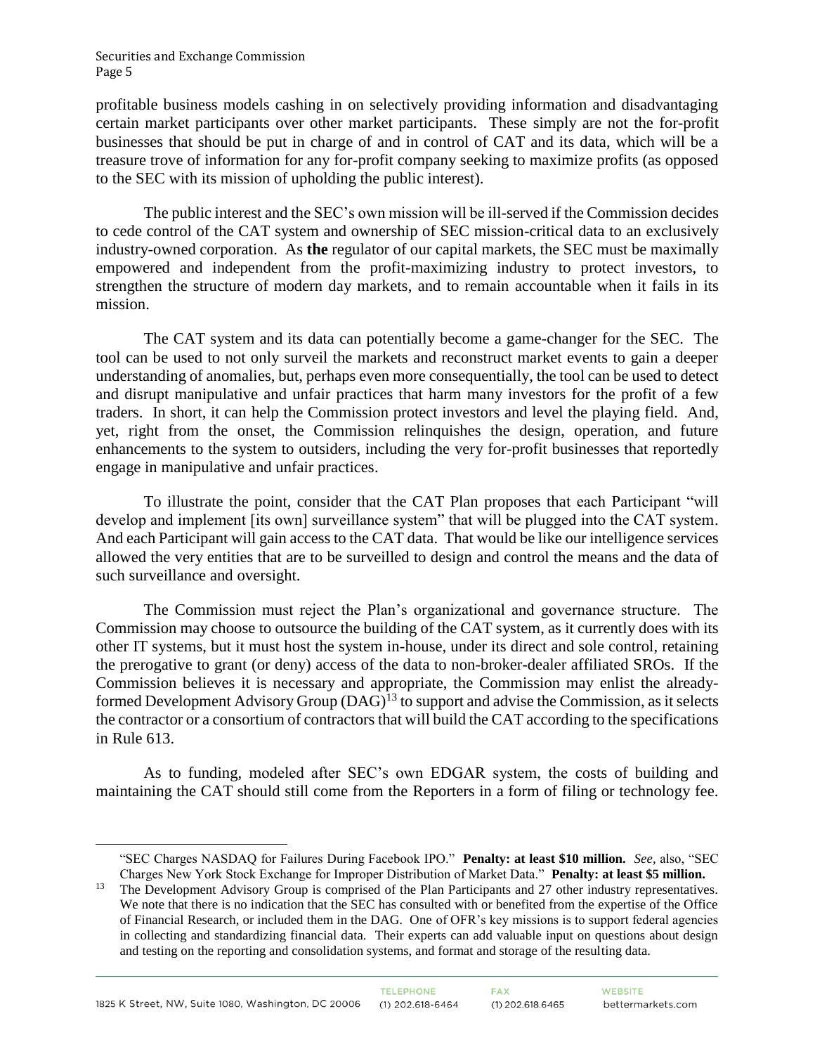profitable business models cashing in on selectively providing information and disadvantaging certain market participants over other market participants. These simply are not the for-profit businesses that should be put in charge of and in control of CAT and its data, which will be a treasure trove of information for any for-profit company seeking to maximize profits (as opposed to the SEC with its mission of upholding the public interest).

The public interest and the SEC's own mission will be ill-served if the Commission decides to cede control of the CAT system and ownership of SEC mission-critical data to an exclusively industry-owned corporation. As **the** regulator of our capital markets, the SEC must be maximally empowered and independent from the profit-maximizing industry to protect investors, to strengthen the structure of modern day markets, and to remain accountable when it fails in its mission.

The CAT system and its data can potentially become a game-changer for the SEC. The tool can be used to not only surveil the markets and reconstruct market events to gain a deeper understanding of anomalies, but, perhaps even more consequentially, the tool can be used to detect and disrupt manipulative and unfair practices that harm many investors for the profit of a few traders. In short, it can help the Commission protect investors and level the playing field. And, yet, right from the onset, the Commission relinquishes the design, operation, and future enhancements to the system to outsiders, including the very for-profit businesses that reportedly engage in manipulative and unfair practices.

To illustrate the point, consider that the CAT Plan proposes that each Participant "will develop and implement [its own] surveillance system" that will be plugged into the CAT system. And each Participant will gain access to the CAT data. That would be like our intelligence services allowed the very entities that are to be surveilled to design and control the means and the data of such surveillance and oversight.

The Commission must reject the Plan's organizational and governance structure. The Commission may choose to outsource the building of the CAT system, as it currently does with its other IT systems, but it must host the system in-house, under its direct and sole control, retaining the prerogative to grant (or deny) access of the data to non-broker-dealer affiliated SROs. If the Commission believes it is necessary and appropriate, the Commission may enlist the already-formed Development Advisory Group (DAG)[13] to support and advise the Commission, as it selects the contractor or a consortium of contractors that will build the CAT according to the specifications in Rule 613.

As to funding, modeled after SEC's own EDGAR system, the costs of building and maintaining the CAT should still come from the Reporters in a form of filing or technology fee.

---

"SEC Charges NASDAQ for Failures During Facebook IPO." **Penalty: at least $10 million.** *See*, also, "SEC Charges New York Stock Exchange for Improper Distribution of Market Data." **Penalty: at least $5 million.**

[13] The Development Advisory Group is comprised of the Plan Participants and 27 other industry representatives. We note that there is no indication that the SEC has consulted with or benefited from the expertise of the Office of Financial Research, or included them in the DAG. One of OFR's key missions is to support federal agencies in collecting and standardizing financial data. Their experts can add valuable input on questions about design and testing on the reporting and consolidation systems, and format and storage of the resulting data.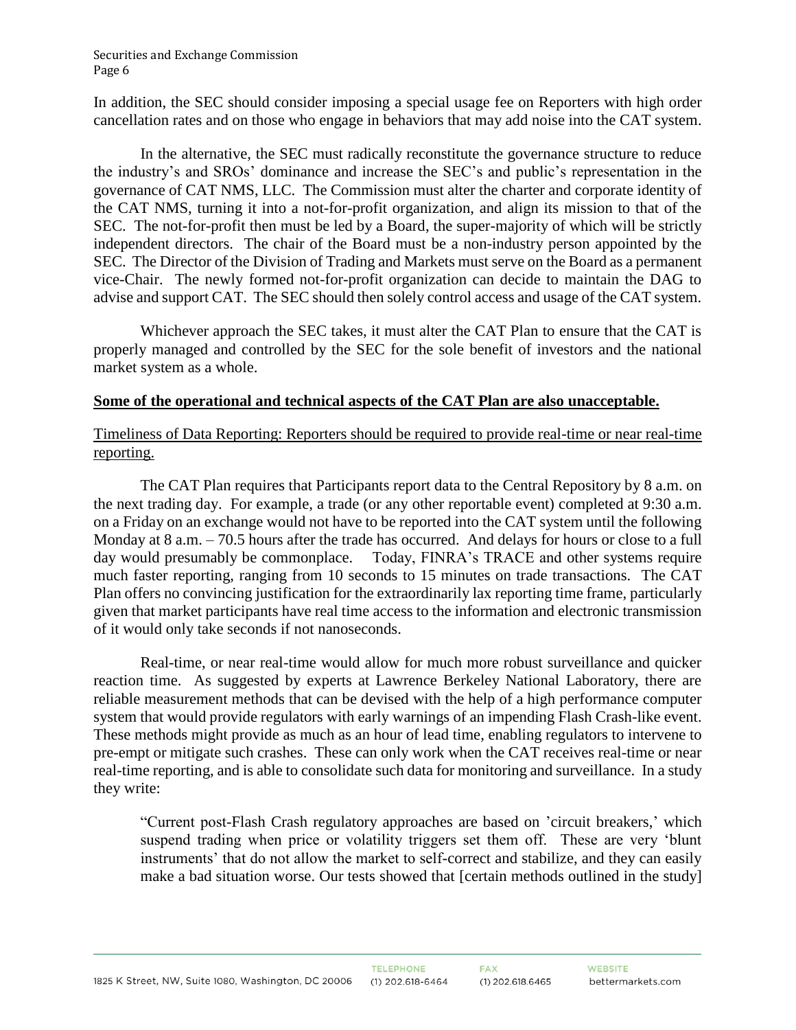In addition, the SEC should consider imposing a special usage fee on Reporters with high order cancellation rates and on those who engage in behaviors that may add noise into the CAT system.

In the alternative, the SEC must radically reconstitute the governance structure to reduce the industry's and SROs' dominance and increase the SEC's and public's representation in the governance of CAT NMS, LLC. The Commission must alter the charter and corporate identity of the CAT NMS, turning it into a not-for-profit organization, and align its mission to that of the SEC. The not-for-profit then must be led by a Board, the super-majority of which will be strictly independent directors. The chair of the Board must be a non-industry person appointed by the SEC. The Director of the Division of Trading and Markets must serve on the Board as a permanent vice-Chair. The newly formed not-for-profit organization can decide to maintain the DAG to advise and support CAT. The SEC should then solely control access and usage of the CAT system.

Whichever approach the SEC takes, it must alter the CAT Plan to ensure that the CAT is properly managed and controlled by the SEC for the sole benefit of investors and the national market system as a whole.

## **Some of the operational and technical aspects of the CAT Plan are also unacceptable.**

### Timeliness of Data Reporting: Reporters should be required to provide real-time or near real-time reporting.

The CAT Plan requires that Participants report data to the Central Repository by 8 a.m. on the next trading day. For example, a trade (or any other reportable event) completed at 9:30 a.m. on a Friday on an exchange would not have to be reported into the CAT system until the following Monday at 8 a.m. – 70.5 hours after the trade has occurred. And delays for hours or close to a full day would presumably be commonplace. Today, FINRA's TRACE and other systems require much faster reporting, ranging from 10 seconds to 15 minutes on trade transactions. The CAT Plan offers no convincing justification for the extraordinarily lax reporting time frame, particularly given that market participants have real time access to the information and electronic transmission of it would only take seconds if not nanoseconds.

Real-time, or near real-time would allow for much more robust surveillance and quicker reaction time. As suggested by experts at Lawrence Berkeley National Laboratory, there are reliable measurement methods that can be devised with the help of a high performance computer system that would provide regulators with early warnings of an impending Flash Crash-like event. These methods might provide as much as an hour of lead time, enabling regulators to intervene to pre-empt or mitigate such crashes. These can only work when the CAT receives real-time or near real-time reporting, and is able to consolidate such data for monitoring and surveillance. In a study they write:

> "Current post-Flash Crash regulatory approaches are based on 'circuit breakers,' which suspend trading when price or volatility triggers set them off. These are very 'blunt instruments' that do not allow the market to self-correct and stabilize, and they can easily make a bad situation worse. Our tests showed that [certain methods outlined in the study]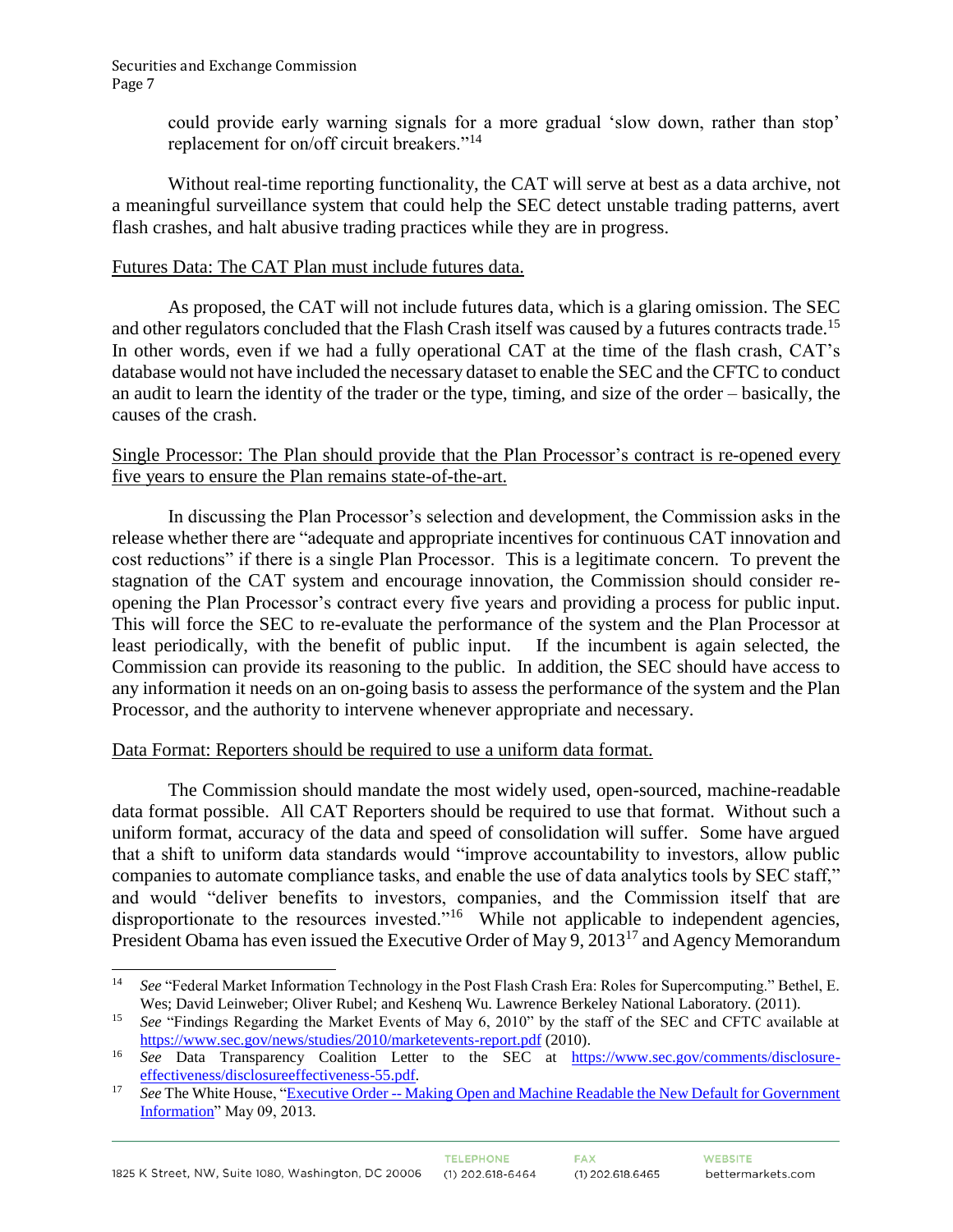could provide early warning signals for a more gradual 'slow down, rather than stop' replacement for on/off circuit breakers."[14]

Without real-time reporting functionality, the CAT will serve at best as a data archive, not a meaningful surveillance system that could help the SEC detect unstable trading patterns, avert flash crashes, and halt abusive trading practices while they are in progress.

Futures Data: The CAT Plan must include futures data.

As proposed, the CAT will not include futures data, which is a glaring omission. The SEC and other regulators concluded that the Flash Crash itself was caused by a futures contracts trade.[15] In other words, even if we had a fully operational CAT at the time of the flash crash, CAT's database would not have included the necessary dataset to enable the SEC and the CFTC to conduct an audit to learn the identity of the trader or the type, timing, and size of the order – basically, the causes of the crash.

Single Processor: The Plan should provide that the Plan Processor's contract is re-opened every five years to ensure the Plan remains state-of-the-art.

In discussing the Plan Processor's selection and development, the Commission asks in the release whether there are "adequate and appropriate incentives for continuous CAT innovation and cost reductions" if there is a single Plan Processor. This is a legitimate concern. To prevent the stagnation of the CAT system and encourage innovation, the Commission should consider re-opening the Plan Processor's contract every five years and providing a process for public input. This will force the SEC to re-evaluate the performance of the system and the Plan Processor at least periodically, with the benefit of public input. If the incumbent is again selected, the Commission can provide its reasoning to the public. In addition, the SEC should have access to any information it needs on an on-going basis to assess the performance of the system and the Plan Processor, and the authority to intervene whenever appropriate and necessary.

Data Format: Reporters should be required to use a uniform data format.

The Commission should mandate the most widely used, open-sourced, machine-readable data format possible. All CAT Reporters should be required to use that format. Without such a uniform format, accuracy of the data and speed of consolidation will suffer. Some have argued that a shift to uniform data standards would "improve accountability to investors, allow public companies to automate compliance tasks, and enable the use of data analytics tools by SEC staff," and would "deliver benefits to investors, companies, and the Commission itself that are disproportionate to the resources invested."[16] While not applicable to independent agencies, President Obama has even issued the Executive Order of May 9, 2013[17] and Agency Memorandum

---

[14] *See* "Federal Market Information Technology in the Post Flash Crash Era: Roles for Supercomputing." Bethel, E. Wes; David Leinweber; Oliver Rubel; and Keshenq Wu. Lawrence Berkeley National Laboratory. (2011).

[15] *See* "Findings Regarding the Market Events of May 6, 2010" by the staff of the SEC and CFTC available at https://www.sec.gov/news/studies/2010/marketevents-report.pdf (2010).

[16] *See* Data Transparency Coalition Letter to the SEC at https://www.sec.gov/comments/disclosure-effectiveness/disclosureeffectiveness-55.pdf.

[17] *See* The White House, "Executive Order -- Making Open and Machine Readable the New Default for Government Information" May 09, 2013.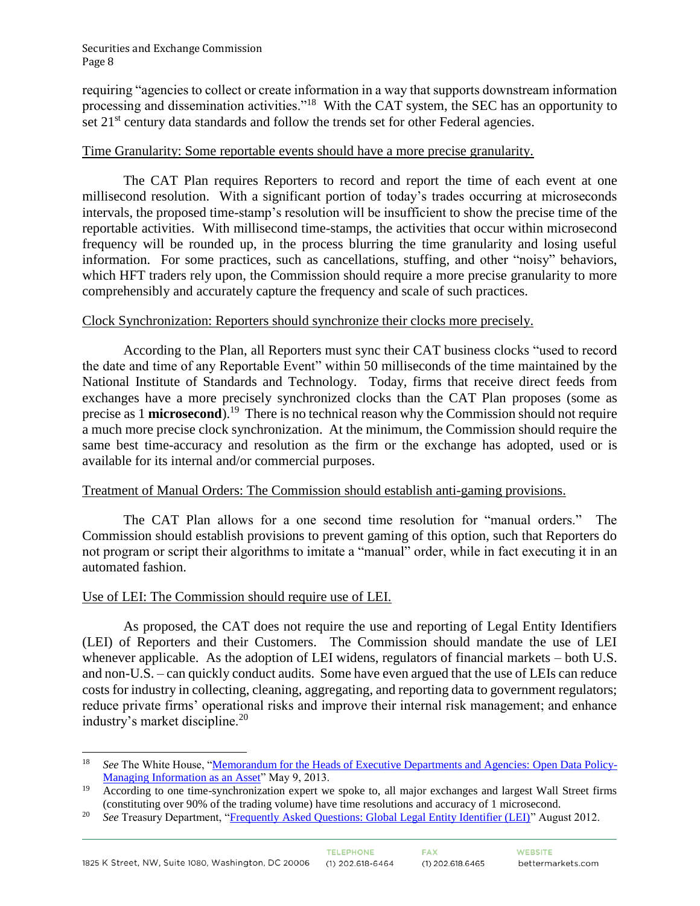requiring "agencies to collect or create information in a way that supports downstream information processing and dissemination activities."[18] With the CAT system, the SEC has an opportunity to set 21st century data standards and follow the trends set for other Federal agencies.

Time Granularity: Some reportable events should have a more precise granularity.

The CAT Plan requires Reporters to record and report the time of each event at one millisecond resolution. With a significant portion of today's trades occurring at microseconds intervals, the proposed time-stamp's resolution will be insufficient to show the precise time of the reportable activities. With millisecond time-stamps, the activities that occur within microsecond frequency will be rounded up, in the process blurring the time granularity and losing useful information. For some practices, such as cancellations, stuffing, and other "noisy" behaviors, which HFT traders rely upon, the Commission should require a more precise granularity to more comprehensibly and accurately capture the frequency and scale of such practices.

Clock Synchronization: Reporters should synchronize their clocks more precisely.

According to the Plan, all Reporters must sync their CAT business clocks "used to record the date and time of any Reportable Event" within 50 milliseconds of the time maintained by the National Institute of Standards and Technology. Today, firms that receive direct feeds from exchanges have a more precisely synchronized clocks than the CAT Plan proposes (some as precise as 1 **microsecond**).[19] There is no technical reason why the Commission should not require a much more precise clock synchronization. At the minimum, the Commission should require the same best time-accuracy and resolution as the firm or the exchange has adopted, used or is available for its internal and/or commercial purposes.

Treatment of Manual Orders: The Commission should establish anti-gaming provisions.

The CAT Plan allows for a one second time resolution for "manual orders." The Commission should establish provisions to prevent gaming of this option, such that Reporters do not program or script their algorithms to imitate a "manual" order, while in fact executing it in an automated fashion.

Use of LEI: The Commission should require use of LEI.

As proposed, the CAT does not require the use and reporting of Legal Entity Identifiers (LEI) of Reporters and their Customers. The Commission should mandate the use of LEI whenever applicable. As the adoption of LEI widens, regulators of financial markets – both U.S. and non-U.S. – can quickly conduct audits. Some have even argued that the use of LEIs can reduce costs for industry in collecting, cleaning, aggregating, and reporting data to government regulators; reduce private firms' operational risks and improve their internal risk management; and enhance industry's market discipline.[20]

---

[18] *See* The White House, "Memorandum for the Heads of Executive Departments and Agencies: Open Data Policy-Managing Information as an Asset" May 9, 2013.

[19] According to one time-synchronization expert we spoke to, all major exchanges and largest Wall Street firms (constituting over 90% of the trading volume) have time resolutions and accuracy of 1 microsecond.

[20] *See* Treasury Department, "Frequently Asked Questions: Global Legal Entity Identifier (LEI)" August 2012.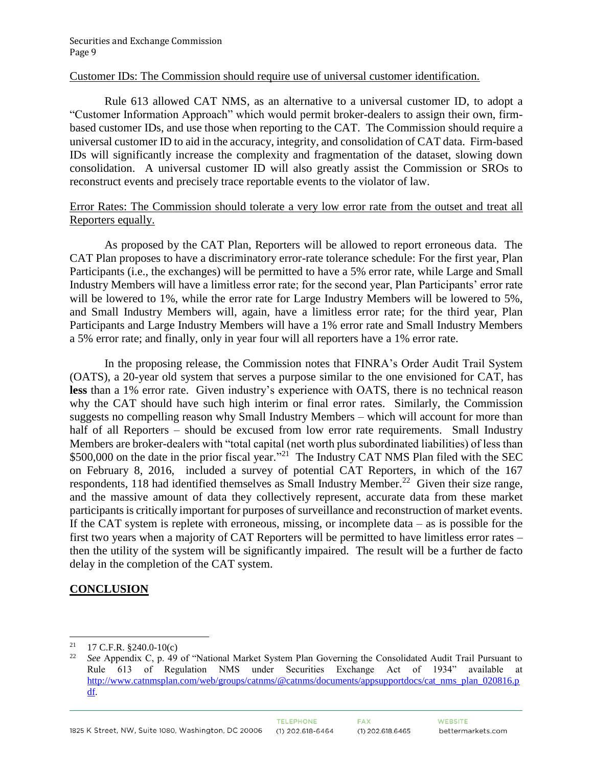<u>Customer IDs: The Commission should require use of universal customer identification.</u>

Rule 613 allowed CAT NMS, as an alternative to a universal customer ID, to adopt a "Customer Information Approach" which would permit broker-dealers to assign their own, firm-based customer IDs, and use those when reporting to the CAT. The Commission should require a universal customer ID to aid in the accuracy, integrity, and consolidation of CAT data. Firm-based IDs will significantly increase the complexity and fragmentation of the dataset, slowing down consolidation. A universal customer ID will also greatly assist the Commission or SROs to reconstruct events and precisely trace reportable events to the violator of law.

<u>Error Rates: The Commission should tolerate a very low error rate from the outset and treat all Reporters equally.</u>

As proposed by the CAT Plan, Reporters will be allowed to report erroneous data. The CAT Plan proposes to have a discriminatory error-rate tolerance schedule: For the first year, Plan Participants (i.e., the exchanges) will be permitted to have a 5% error rate, while Large and Small Industry Members will have a limitless error rate; for the second year, Plan Participants' error rate will be lowered to 1%, while the error rate for Large Industry Members will be lowered to 5%, and Small Industry Members will, again, have a limitless error rate; for the third year, Plan Participants and Large Industry Members will have a 1% error rate and Small Industry Members a 5% error rate; and finally, only in year four will all reporters have a 1% error rate.

In the proposing release, the Commission notes that FINRA's Order Audit Trail System (OATS), a 20-year old system that serves a purpose similar to the one envisioned for CAT, has **less** than a 1% error rate. Given industry's experience with OATS, there is no technical reason why the CAT should have such high interim or final error rates. Similarly, the Commission suggests no compelling reason why Small Industry Members – which will account for more than half of all Reporters – should be excused from low error rate requirements. Small Industry Members are broker-dealers with "total capital (net worth plus subordinated liabilities) of less than \$500,000 on the date in the prior fiscal year."[21] The Industry CAT NMS Plan filed with the SEC on February 8, 2016, included a survey of potential CAT Reporters, in which of the 167 respondents, 118 had identified themselves as Small Industry Member.[22] Given their size range, and the massive amount of data they collectively represent, accurate data from these market participants is critically important for purposes of surveillance and reconstruction of market events. If the CAT system is replete with erroneous, missing, or incomplete data – as is possible for the first two years when a majority of CAT Reporters will be permitted to have limitless error rates – then the utility of the system will be significantly impaired. The result will be a further de facto delay in the completion of the CAT system.

## <u>**CONCLUSION**</u>

---

[21] 17 C.F.R. §240.0-10(c)

[22] *See* Appendix C, p. 49 of "National Market System Plan Governing the Consolidated Audit Trail Pursuant to Rule 613 of Regulation NMS under Securities Exchange Act of 1934" available at http://www.catnmsplan.com/web/groups/catnms/@catnms/documents/appsupportdocs/cat_nms_plan_020816.pdf.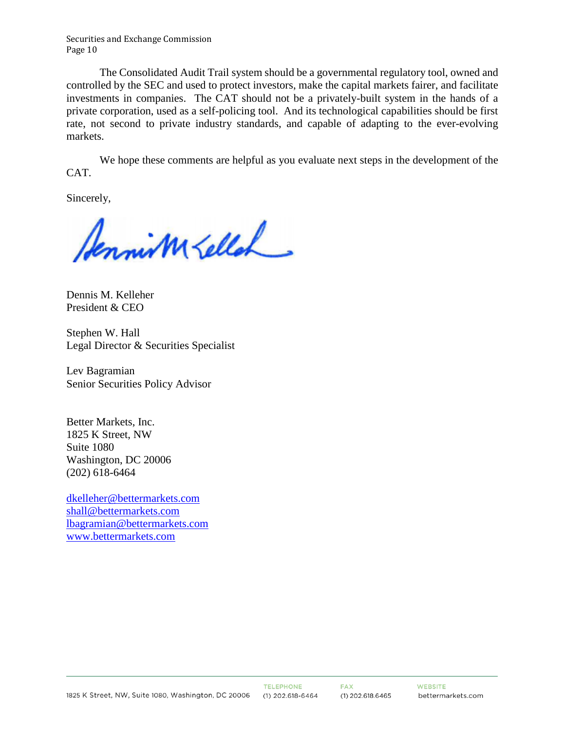The Consolidated Audit Trail system should be a governmental regulatory tool, owned and controlled by the SEC and used to protect investors, make the capital markets fairer, and facilitate investments in companies. The CAT should not be a privately-built system in the hands of a private corporation, used as a self-policing tool. And its technological capabilities should be first rate, not second to private industry standards, and capable of adapting to the ever-evolving markets.

We hope these comments are helpful as you evaluate next steps in the development of the CAT.

Sincerely,

Dennis M. Kelleher
President & CEO

Stephen W. Hall
Legal Director & Securities Specialist

Lev Bagramian
Senior Securities Policy Advisor

Better Markets, Inc.
1825 K Street, NW
Suite 1080
Washington, DC 20006
(202) 618-6464

dkelleher@bettermarkets.com
shall@bettermarkets.com
lbagramian@bettermarkets.com
www.bettermarkets.com